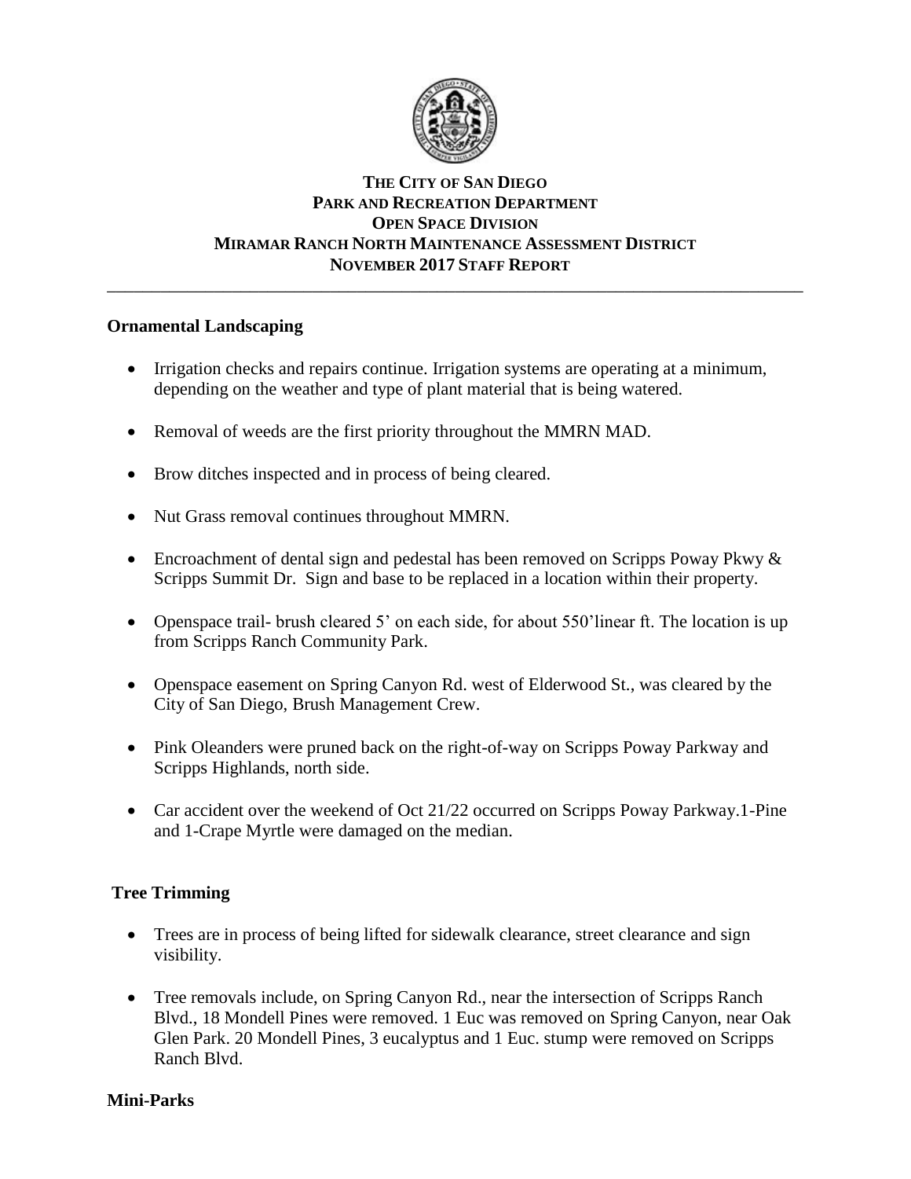# THE CITY OF SAN DIEGO
## PARK AND RECREATION DEPARTMENT
## OPEN SPACE DIVISION
## MIRAMAR RANCH NORTH MAINTENANCE ASSESSMENT DISTRICT
## NOVEMBER 2017 STAFF REPORT

---

**Ornamental Landscaping**

- Irrigation checks and repairs continue. Irrigation systems are operating at a minimum, depending on the weather and type of plant material that is being watered.
- Removal of weeds are the first priority throughout the MMRN MAD.
- Brow ditches inspected and in process of being cleared.
- Nut Grass removal continues throughout MMRN.
- Encroachment of dental sign and pedestal has been removed on Scripps Poway Pkwy & Scripps Summit Dr. Sign and base to be replaced in a location within their property.
- Openspace trail- brush cleared 5' on each side, for about 550'linear ft. The location is up from Scripps Ranch Community Park.
- Openspace easement on Spring Canyon Rd. west of Elderwood St., was cleared by the City of San Diego, Brush Management Crew.
- Pink Oleanders were pruned back on the right-of-way on Scripps Poway Parkway and Scripps Highlands, north side.
- Car accident over the weekend of Oct 21/22 occurred on Scripps Poway Parkway.1-Pine and 1-Crape Myrtle were damaged on the median.

**Tree Trimming**

- Trees are in process of being lifted for sidewalk clearance, street clearance and sign visibility.
- Tree removals include, on Spring Canyon Rd., near the intersection of Scripps Ranch Blvd., 18 Mondell Pines were removed. 1 Euc was removed on Spring Canyon, near Oak Glen Park. 20 Mondell Pines, 3 eucalyptus and 1 Euc. stump were removed on Scripps Ranch Blvd.

**Mini-Parks**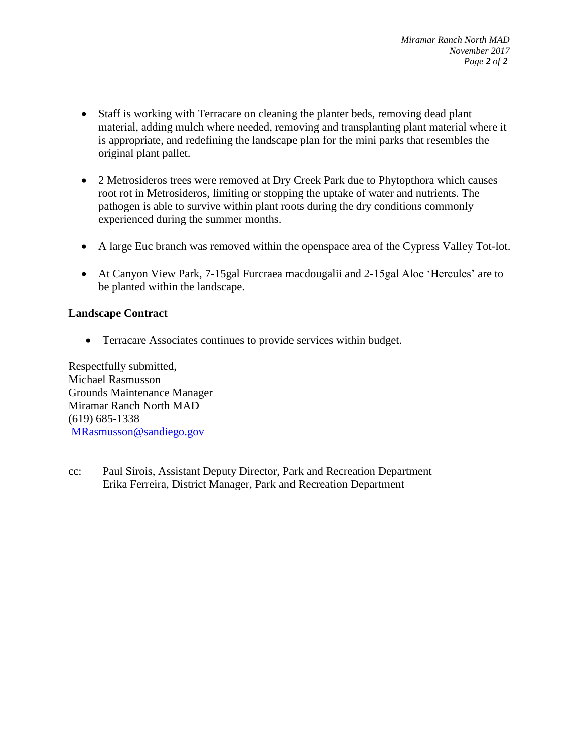- Staff is working with Terracare on cleaning the planter beds, removing dead plant material, adding mulch where needed, removing and transplanting plant material where it is appropriate, and redefining the landscape plan for the mini parks that resembles the original plant pallet.

- 2 Metrosideros trees were removed at Dry Creek Park due to Phytopthora which causes root rot in Metrosideros, limiting or stopping the uptake of water and nutrients. The pathogen is able to survive within plant roots during the dry conditions commonly experienced during the summer months.

- A large Euc branch was removed within the openspace area of the Cypress Valley Tot-lot.

- At Canyon View Park, 7-15gal Furcraea macdougalii and 2-15gal Aloe 'Hercules' are to be planted within the landscape.

**Landscape Contract**

- Terracare Associates continues to provide services within budget.

Respectfully submitted,
Michael Rasmusson
Grounds Maintenance Manager
Miramar Ranch North MAD
(619) 685-1338
MRasmusson@sandiego.gov

cc: Paul Sirois, Assistant Deputy Director, Park and Recreation Department
Erika Ferreira, District Manager, Park and Recreation Department